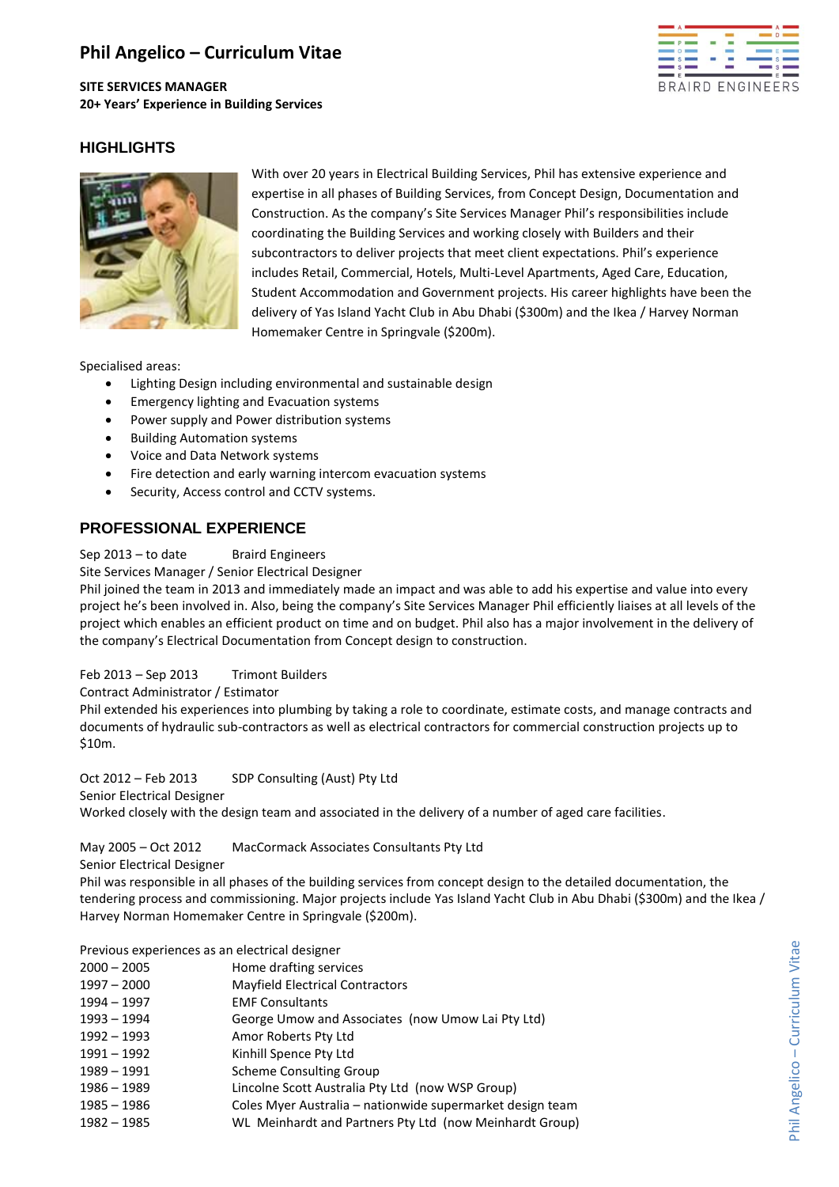# Phil Angelico – Curriculum Vitae

**SITE SERVICES MANAGER**
**20+ Years' Experience in Building Services**

BRAIRD ENGINEERS

## HIGHLIGHTS

With over 20 years in Electrical Building Services, Phil has extensive experience and expertise in all phases of Building Services, from Concept Design, Documentation and Construction. As the company's Site Services Manager Phil's responsibilities include coordinating the Building Services and working closely with Builders and their subcontractors to deliver projects that meet client expectations. Phil's experience includes Retail, Commercial, Hotels, Multi-Level Apartments, Aged Care, Education, Student Accommodation and Government projects. His career highlights have been the delivery of Yas Island Yacht Club in Abu Dhabi ($300m) and the Ikea / Harvey Norman Homemaker Centre in Springvale ($200m).

Specialised areas:

- Lighting Design including environmental and sustainable design
- Emergency lighting and Evacuation systems
- Power supply and Power distribution systems
- Building Automation systems
- Voice and Data Network systems
- Fire detection and early warning intercom evacuation systems
- Security, Access control and CCTV systems.

## PROFESSIONAL EXPERIENCE

Sep 2013 – to date    Braird Engineers
Site Services Manager / Senior Electrical Designer
Phil joined the team in 2013 and immediately made an impact and was able to add his expertise and value into every project he's been involved in. Also, being the company's Site Services Manager Phil efficiently liaises at all levels of the project which enables an efficient product on time and on budget. Phil also has a major involvement in the delivery of the company's Electrical Documentation from Concept design to construction.

Feb 2013 – Sep 2013    Trimont Builders
Contract Administrator / Estimator
Phil extended his experiences into plumbing by taking a role to coordinate, estimate costs, and manage contracts and documents of hydraulic sub-contractors as well as electrical contractors for commercial construction projects up to $10m.

Oct 2012 – Feb 2013    SDP Consulting (Aust) Pty Ltd
Senior Electrical Designer
Worked closely with the design team and associated in the delivery of a number of aged care facilities.

May 2005 – Oct 2012    MacCormack Associates Consultants Pty Ltd
Senior Electrical Designer
Phil was responsible in all phases of the building services from concept design to the detailed documentation, the tendering process and commissioning. Major projects include Yas Island Yacht Club in Abu Dhabi ($300m) and the Ikea / Harvey Norman Homemaker Centre in Springvale ($200m).

Previous experiences as an electrical designer

| | |
|---|---|
| 2000 – 2005 | Home drafting services |
| 1997 – 2000 | Mayfield Electrical Contractors |
| 1994 – 1997 | EMF Consultants |
| 1993 – 1994 | George Umow and Associates (now Umow Lai Pty Ltd) |
| 1992 – 1993 | Amor Roberts Pty Ltd |
| 1991 – 1992 | Kinhill Spence Pty Ltd |
| 1989 – 1991 | Scheme Consulting Group |
| 1986 – 1989 | Lincolne Scott Australia Pty Ltd (now WSP Group) |
| 1985 – 1986 | Coles Myer Australia – nationwide supermarket design team |
| 1982 – 1985 | WL Meinhardt and Partners Pty Ltd (now Meinhardt Group) |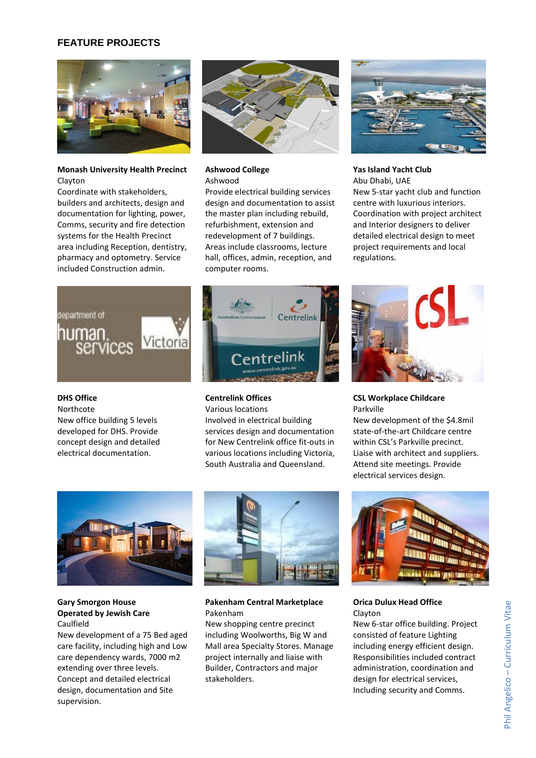## FEATURE PROJECTS

**Monash University Health Precinct**
Clayton
Coordinate with stakeholders, builders and architects, design and documentation for lighting, power, Comms, security and fire detection systems for the Health Precinct area including Reception, dentistry, pharmacy and optometry. Service included Construction admin.

**Ashwood College**
Ashwood
Provide electrical building services design and documentation to assist the master plan including rebuild, refurbishment, extension and redevelopment of 7 buildings. Areas include classrooms, lecture hall, offices, admin, reception, and computer rooms.

**Yas Island Yacht Club**
Abu Dhabi, UAE
New 5-star yacht club and function centre with luxurious interiors. Coordination with project architect and Interior designers to deliver detailed electrical design to meet project requirements and local regulations.

**DHS Office**
Northcote
New office building 5 levels developed for DHS. Provide concept design and detailed electrical documentation.

**Centrelink Offices**
Various locations
Involved in electrical building services design and documentation for New Centrelink office fit-outs in various locations including Victoria, South Australia and Queensland.

**CSL Workplace Childcare**
Parkville
New development of the $4.8mil state-of-the-art Childcare centre within CSL's Parkville precinct. Liaise with architect and suppliers. Attend site meetings. Provide electrical services design.

**Gary Smorgon House Operated by Jewish Care**
Caulfield
New development of a 75 Bed aged care facility, including high and Low care dependency wards, 7000 m2 extending over three levels. Concept and detailed electrical design, documentation and Site supervision.

**Pakenham Central Marketplace**
Pakenham
New shopping centre precinct including Woolworths, Big W and Mall area Specialty Stores. Manage project internally and liaise with Builder, Contractors and major stakeholders.

**Orica Dulux Head Office**
Clayton
New 6-star office building. Project consisted of feature Lighting including energy efficient design. Responsibilities included contract administration, coordination and design for electrical services, Including security and Comms.